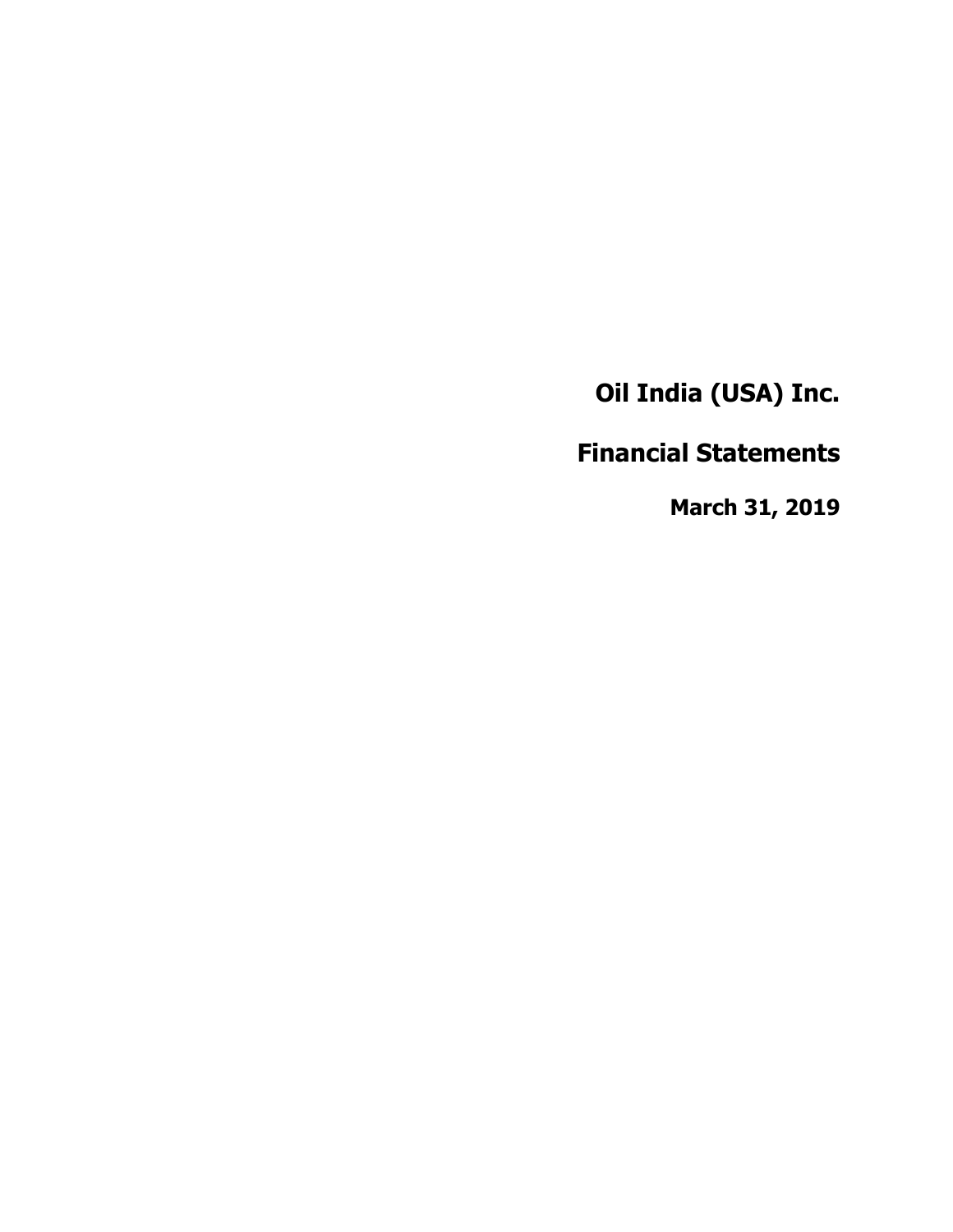# Oil India (USA) Inc.

## Financial Statements

### March 31, 2019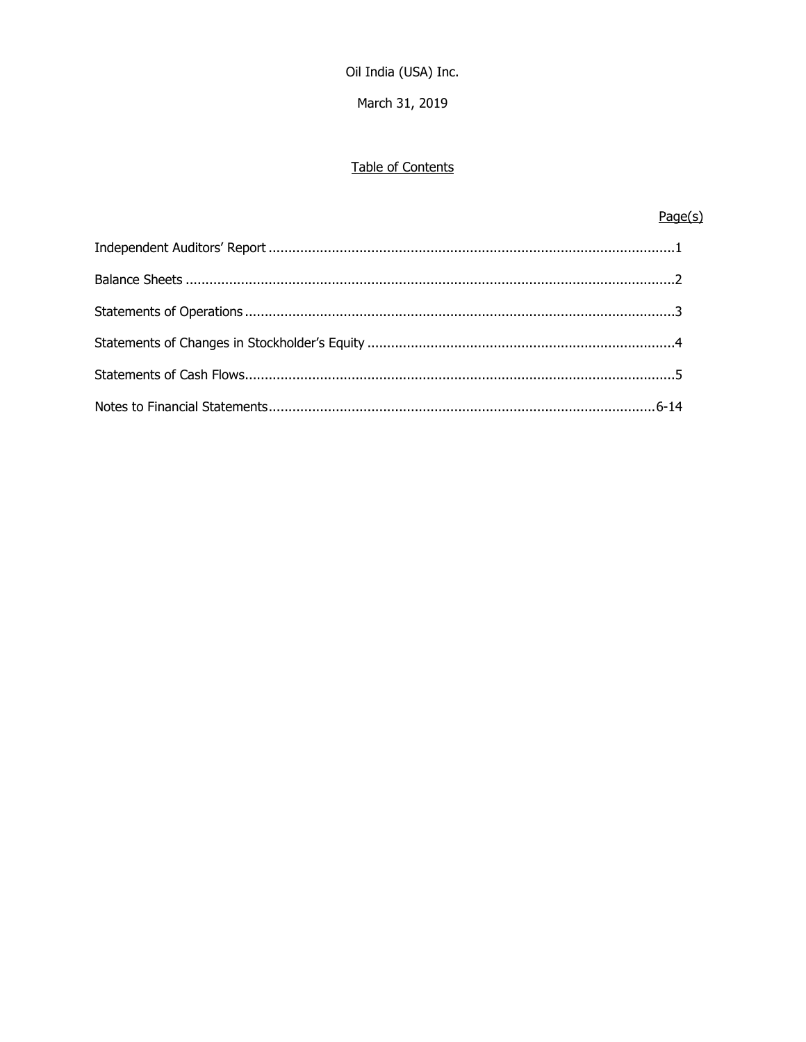Oil India (USA) Inc.

March 31, 2019

## Table of Contents

| | Page(s) |
|---|---|
| Independent Auditors' Report | 1 |
| Balance Sheets | 2 |
| Statements of Operations | 3 |
| Statements of Changes in Stockholder's Equity | 4 |
| Statements of Cash Flows | 5 |
| Notes to Financial Statements | 6-14 |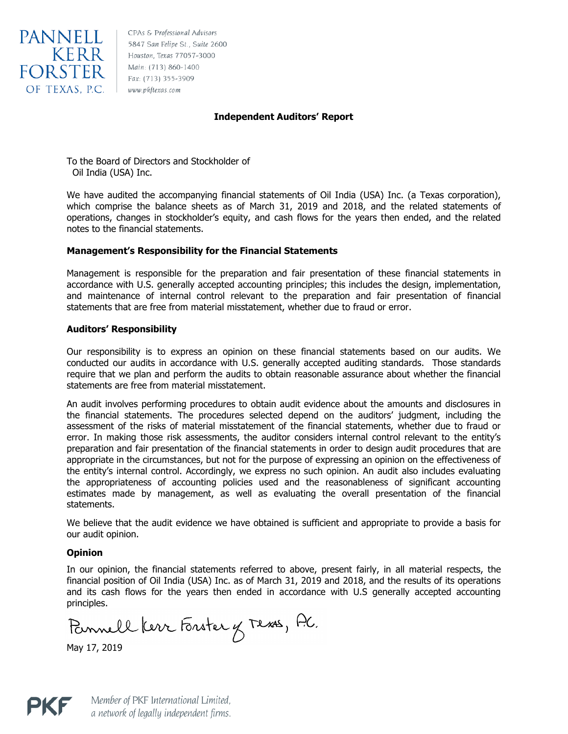PANNELL KERR FORSTER OF TEXAS, P.C.

CPAs & Professional Advisors
5847 San Felipe St., Suite 2600
Houston, Texas 77057-3000
Main: (713) 860-1400
Fax: (713) 355-3909
www.pkftexas.com

## Independent Auditors' Report

To the Board of Directors and Stockholder of
Oil India (USA) Inc.

We have audited the accompanying financial statements of Oil India (USA) Inc. (a Texas corporation), which comprise the balance sheets as of March 31, 2019 and 2018, and the related statements of operations, changes in stockholder's equity, and cash flows for the years then ended, and the related notes to the financial statements.

### Management's Responsibility for the Financial Statements

Management is responsible for the preparation and fair presentation of these financial statements in accordance with U.S. generally accepted accounting principles; this includes the design, implementation, and maintenance of internal control relevant to the preparation and fair presentation of financial statements that are free from material misstatement, whether due to fraud or error.

### Auditors' Responsibility

Our responsibility is to express an opinion on these financial statements based on our audits. We conducted our audits in accordance with U.S. generally accepted auditing standards. Those standards require that we plan and perform the audits to obtain reasonable assurance about whether the financial statements are free from material misstatement.

An audit involves performing procedures to obtain audit evidence about the amounts and disclosures in the financial statements. The procedures selected depend on the auditors' judgment, including the assessment of the risks of material misstatement of the financial statements, whether due to fraud or error. In making those risk assessments, the auditor considers internal control relevant to the entity's preparation and fair presentation of the financial statements in order to design audit procedures that are appropriate in the circumstances, but not for the purpose of expressing an opinion on the effectiveness of the entity's internal control. Accordingly, we express no such opinion. An audit also includes evaluating the appropriateness of accounting policies used and the reasonableness of significant accounting estimates made by management, as well as evaluating the overall presentation of the financial statements.

We believe that the audit evidence we have obtained is sufficient and appropriate to provide a basis for our audit opinion.

### Opinion

In our opinion, the financial statements referred to above, present fairly, in all material respects, the financial position of Oil India (USA) Inc. as of March 31, 2019 and 2018, and the results of its operations and its cash flows for the years then ended in accordance with U.S generally accepted accounting principles.

Pannell Kerr Forster of Texas, P.C.

May 17, 2019

PKF Member of PKF International Limited, a network of legally independent firms.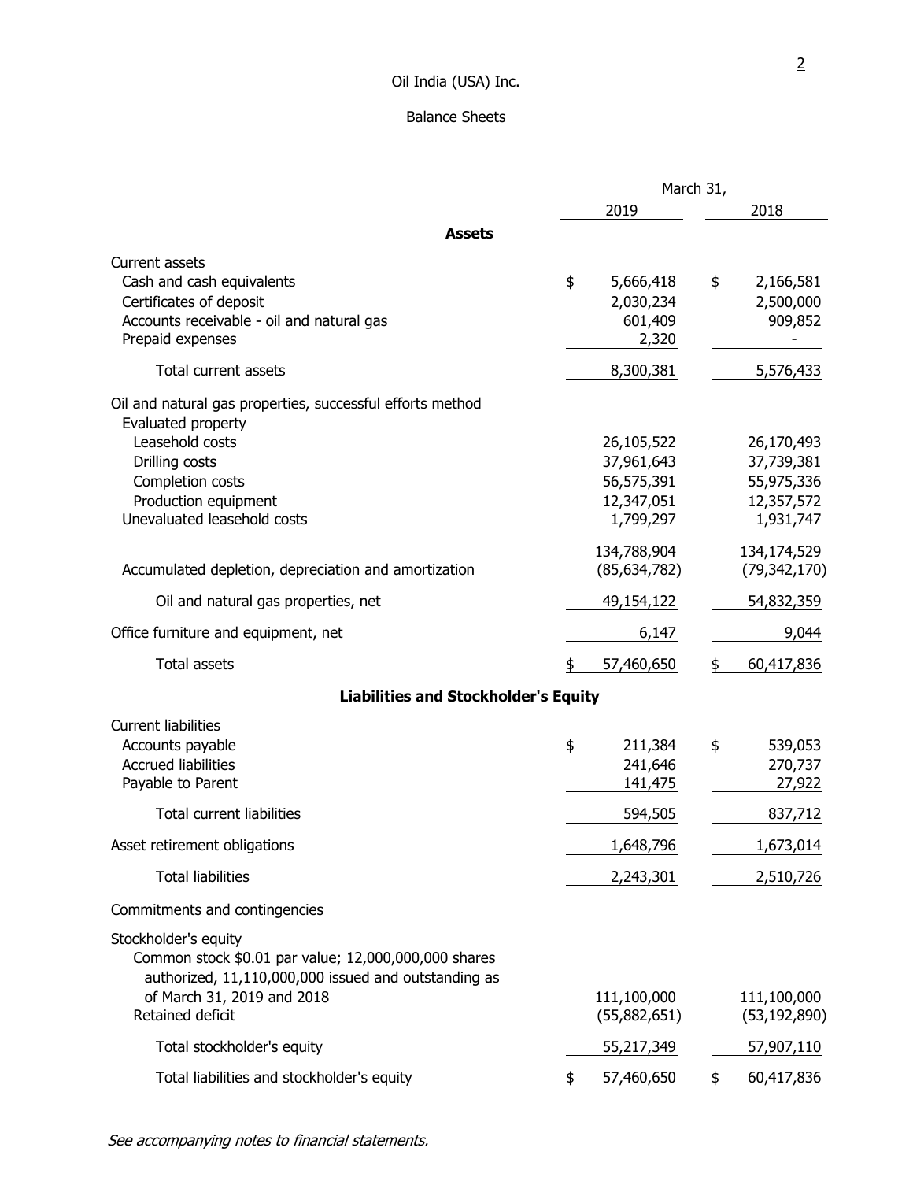# Oil India (USA) Inc.

## Balance Sheets

| | March 31, 2019 | March 31, 2018 |
|---|---|---|
| **Assets** | | |
| Current assets | | |
| Cash and cash equivalents | $ 5,666,418 | $ 2,166,581 |
| Certificates of deposit | 2,030,234 | 2,500,000 |
| Accounts receivable - oil and natural gas | 601,409 | 909,852 |
| Prepaid expenses | 2,320 | - |
| Total current assets | 8,300,381 | 5,576,433 |
| Oil and natural gas properties, successful efforts method | | |
| Evaluated property | | |
| Leasehold costs | 26,105,522 | 26,170,493 |
| Drilling costs | 37,961,643 | 37,739,381 |
| Completion costs | 56,575,391 | 55,975,336 |
| Production equipment | 12,347,051 | 12,357,572 |
| Unevaluated leasehold costs | 1,799,297 | 1,931,747 |
| | 134,788,904 | 134,174,529 |
| Accumulated depletion, depreciation and amortization | (85,634,782) | (79,342,170) |
| Oil and natural gas properties, net | 49,154,122 | 54,832,359 |
| Office furniture and equipment, net | 6,147 | 9,044 |
| Total assets | $ 57,460,650 | $ 60,417,836 |
| **Liabilities and Stockholder's Equity** | | |
| Current liabilities | | |
| Accounts payable | $ 211,384 | $ 539,053 |
| Accrued liabilities | 241,646 | 270,737 |
| Payable to Parent | 141,475 | 27,922 |
| Total current liabilities | 594,505 | 837,712 |
| Asset retirement obligations | 1,648,796 | 1,673,014 |
| Total liabilities | 2,243,301 | 2,510,726 |
| Commitments and contingencies | | |
| Stockholder's equity | | |
| Common stock $0.01 par value; 12,000,000,000 shares authorized, 11,110,000,000 issued and outstanding as of March 31, 2019 and 2018 | 111,100,000 | 111,100,000 |
| Retained deficit | (55,882,651) | (53,192,890) |
| Total stockholder's equity | 55,217,349 | 57,907,110 |
| Total liabilities and stockholder's equity | $ 57,460,650 | $ 60,417,836 |

*See accompanying notes to financial statements.*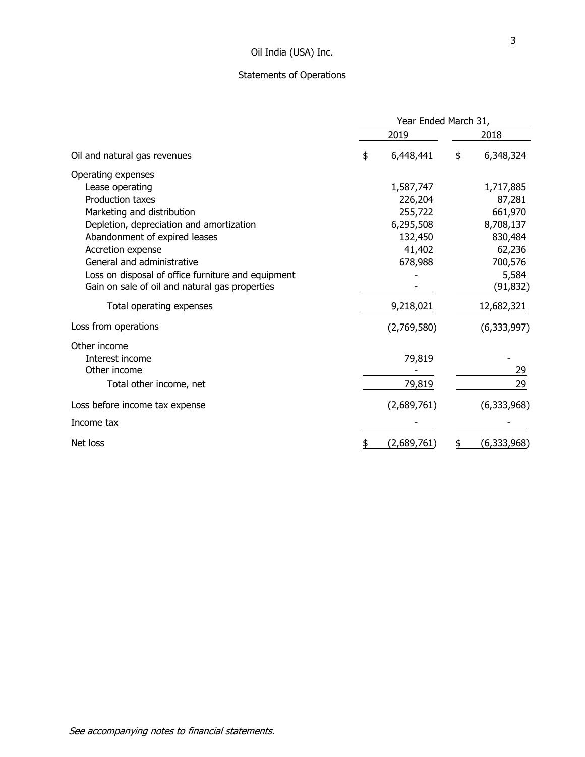# Oil India (USA) Inc.

## Statements of Operations

| | Year Ended March 31, | |
|---|---|---|
| | 2019 | 2018 |
| Oil and natural gas revenues | $ 6,448,441 | $ 6,348,324 |
| Operating expenses | | |
| Lease operating | 1,587,747 | 1,717,885 |
| Production taxes | 226,204 | 87,281 |
| Marketing and distribution | 255,722 | 661,970 |
| Depletion, depreciation and amortization | 6,295,508 | 8,708,137 |
| Abandonment of expired leases | 132,450 | 830,484 |
| Accretion expense | 41,402 | 62,236 |
| General and administrative | 678,988 | 700,576 |
| Loss on disposal of office furniture and equipment | - | 5,584 |
| Gain on sale of oil and natural gas properties | - | (91,832) |
| Total operating expenses | 9,218,021 | 12,682,321 |
| Loss from operations | (2,769,580) | (6,333,997) |
| Other income | | |
| Interest income | 79,819 | - |
| Other income | - | 29 |
| Total other income, net | 79,819 | 29 |
| Loss before income tax expense | (2,689,761) | (6,333,968) |
| Income tax | - | - |
| Net loss | $ (2,689,761) | $ (6,333,968) |

*See accompanying notes to financial statements.*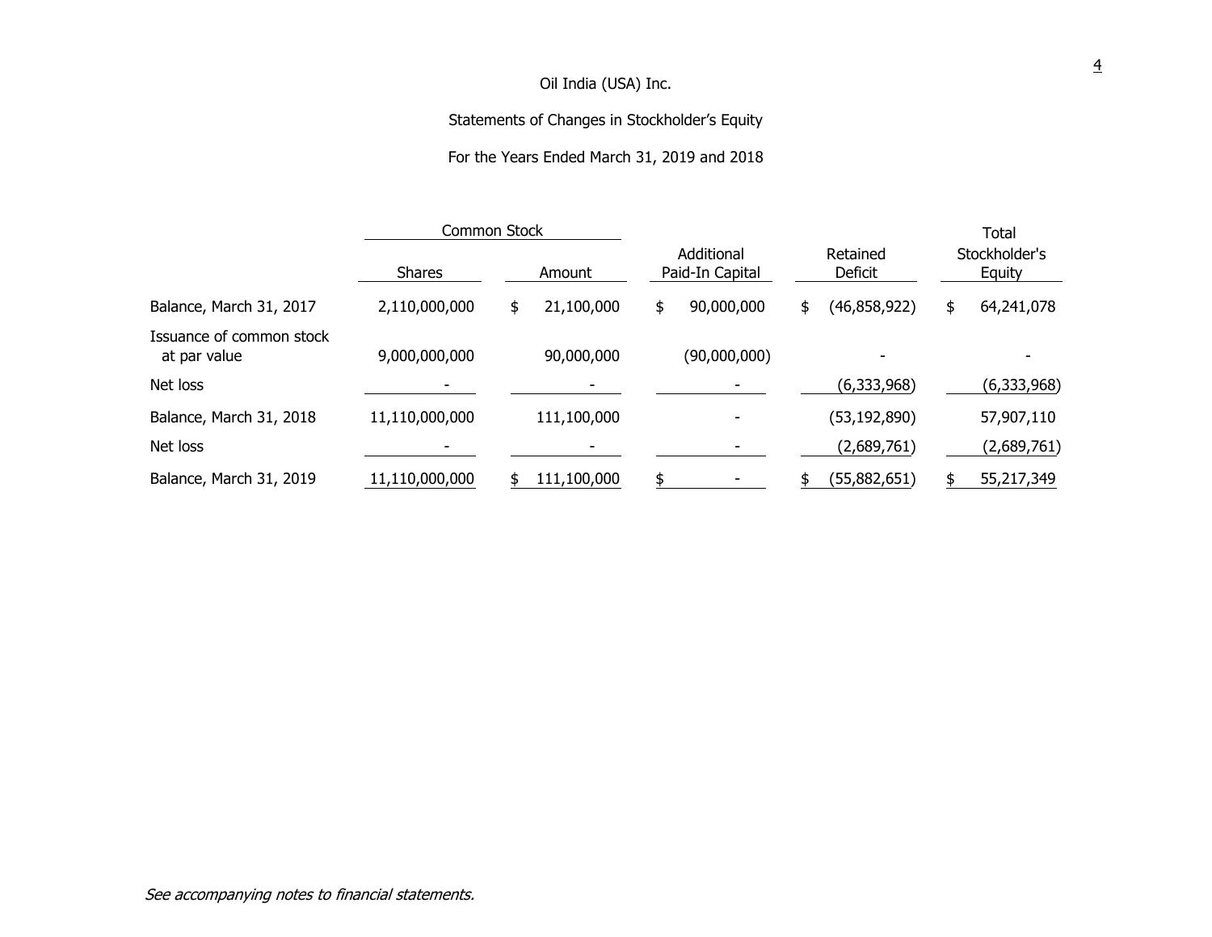Oil India (USA) Inc.

Statements of Changes in Stockholder's Equity

For the Years Ended March 31, 2019 and 2018

| | Common Stock | | | | |
|---|---|---|---|---|---|
| | Shares | Amount | Additional Paid-In Capital | Retained Deficit | Total Stockholder's Equity |
| Balance, March 31, 2017 | 2,110,000,000 | $ 21,100,000 | $ 90,000,000 | $ (46,858,922) | $ 64,241,078 |
| Issuance of common stock at par value | 9,000,000,000 | 90,000,000 | (90,000,000) | - | - |
| Net loss | - | - | - | (6,333,968) | (6,333,968) |
| Balance, March 31, 2018 | 11,110,000,000 | 111,100,000 | - | (53,192,890) | 57,907,110 |
| Net loss | - | - | - | (2,689,761) | (2,689,761) |
| Balance, March 31, 2019 | 11,110,000,000 | $ 111,100,000 | $ - | $ (55,882,651) | $ 55,217,349 |

*See accompanying notes to financial statements.*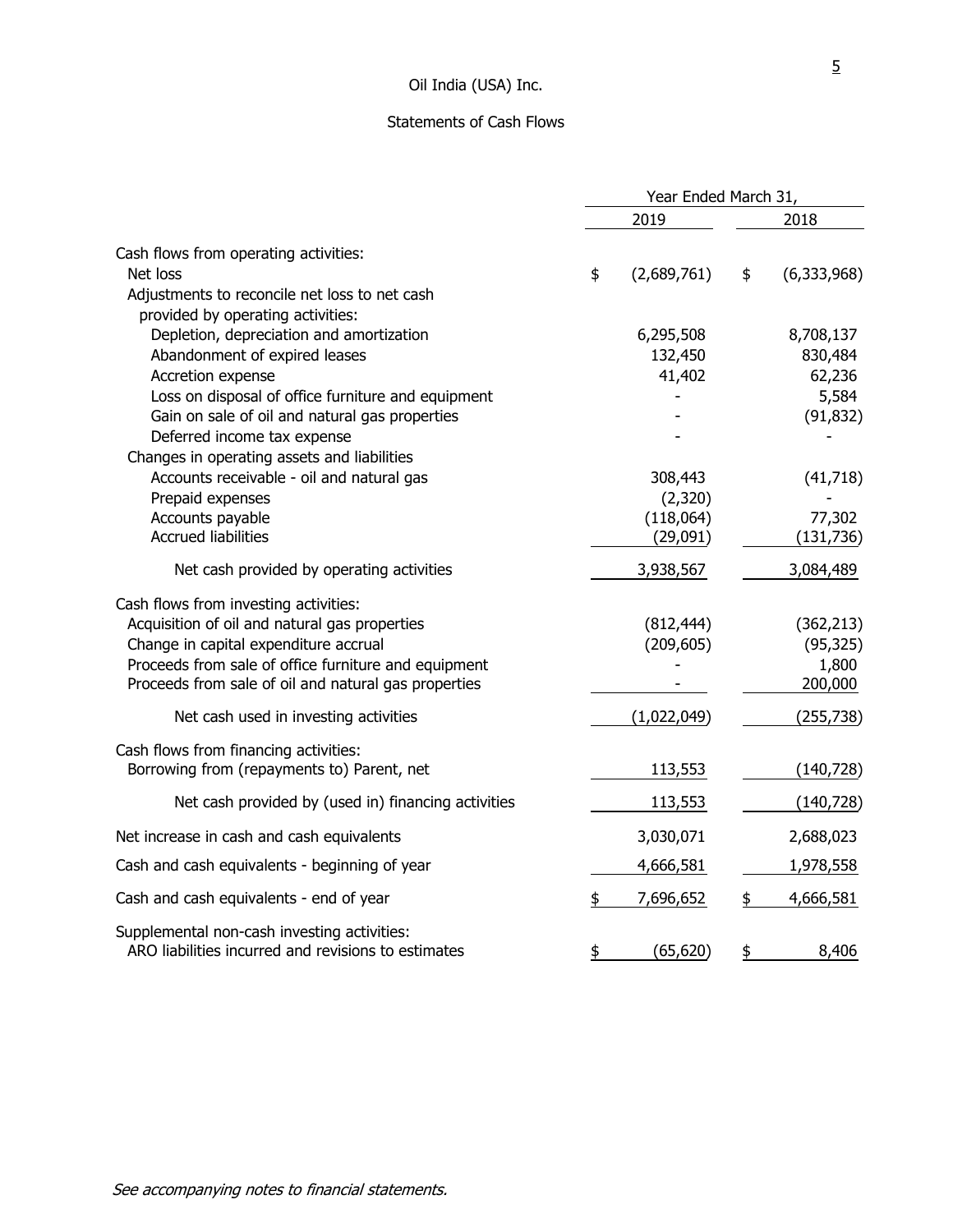Oil India (USA) Inc.

Statements of Cash Flows

| | Year Ended March 31, | |
|---|---|---|
| | 2019 | 2018 |
| Cash flows from operating activities: | | |
| Net loss | $ (2,689,761) | $ (6,333,968) |
| Adjustments to reconcile net loss to net cash provided by operating activities: | | |
| Depletion, depreciation and amortization | 6,295,508 | 8,708,137 |
| Abandonment of expired leases | 132,450 | 830,484 |
| Accretion expense | 41,402 | 62,236 |
| Loss on disposal of office furniture and equipment | - | 5,584 |
| Gain on sale of oil and natural gas properties | - | (91,832) |
| Deferred income tax expense | - | - |
| Changes in operating assets and liabilities | | |
| Accounts receivable - oil and natural gas | 308,443 | (41,718) |
| Prepaid expenses | (2,320) | - |
| Accounts payable | (118,064) | 77,302 |
| Accrued liabilities | (29,091) | (131,736) |
| Net cash provided by operating activities | 3,938,567 | 3,084,489 |
| Cash flows from investing activities: | | |
| Acquisition of oil and natural gas properties | (812,444) | (362,213) |
| Change in capital expenditure accrual | (209,605) | (95,325) |
| Proceeds from sale of office furniture and equipment | - | 1,800 |
| Proceeds from sale of oil and natural gas properties | - | 200,000 |
| Net cash used in investing activities | (1,022,049) | (255,738) |
| Cash flows from financing activities: | | |
| Borrowing from (repayments to) Parent, net | 113,553 | (140,728) |
| Net cash provided by (used in) financing activities | 113,553 | (140,728) |
| Net increase in cash and cash equivalents | 3,030,071 | 2,688,023 |
| Cash and cash equivalents - beginning of year | 4,666,581 | 1,978,558 |
| Cash and cash equivalents - end of year | $ 7,696,652 | $ 4,666,581 |
| Supplemental non-cash investing activities: | | |
| ARO liabilities incurred and revisions to estimates | $ (65,620) | $ 8,406 |

*See accompanying notes to financial statements.*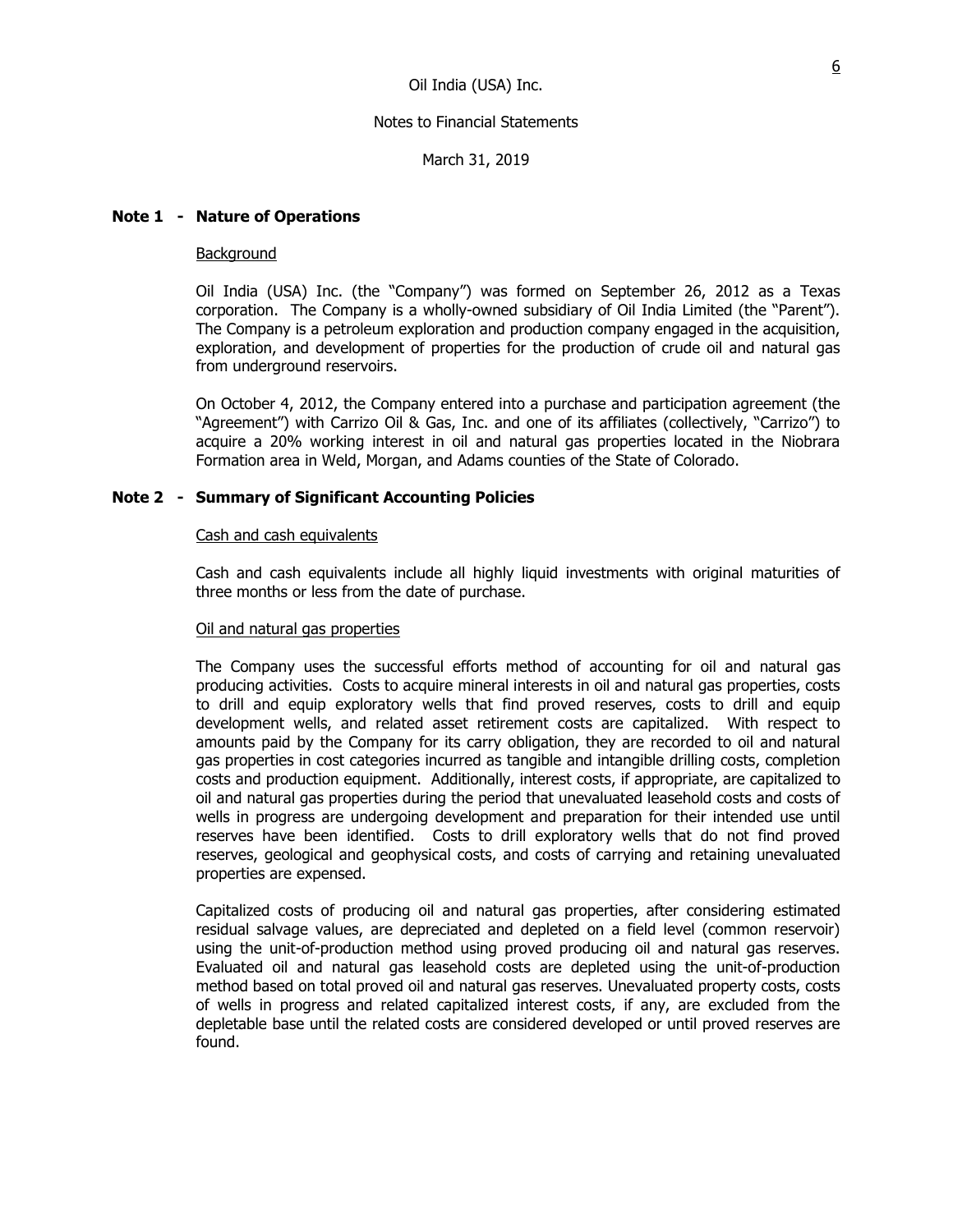Oil India (USA) Inc.

Notes to Financial Statements

March 31, 2019

## Note 1 - Nature of Operations

Background

Oil India (USA) Inc. (the "Company") was formed on September 26, 2012 as a Texas corporation. The Company is a wholly-owned subsidiary of Oil India Limited (the "Parent"). The Company is a petroleum exploration and production company engaged in the acquisition, exploration, and development of properties for the production of crude oil and natural gas from underground reservoirs.

On October 4, 2012, the Company entered into a purchase and participation agreement (the "Agreement") with Carrizo Oil & Gas, Inc. and one of its affiliates (collectively, "Carrizo") to acquire a 20% working interest in oil and natural gas properties located in the Niobrara Formation area in Weld, Morgan, and Adams counties of the State of Colorado.

## Note 2 - Summary of Significant Accounting Policies

Cash and cash equivalents

Cash and cash equivalents include all highly liquid investments with original maturities of three months or less from the date of purchase.

Oil and natural gas properties

The Company uses the successful efforts method of accounting for oil and natural gas producing activities. Costs to acquire mineral interests in oil and natural gas properties, costs to drill and equip exploratory wells that find proved reserves, costs to drill and equip development wells, and related asset retirement costs are capitalized. With respect to amounts paid by the Company for its carry obligation, they are recorded to oil and natural gas properties in cost categories incurred as tangible and intangible drilling costs, completion costs and production equipment. Additionally, interest costs, if appropriate, are capitalized to oil and natural gas properties during the period that unevaluated leasehold costs and costs of wells in progress are undergoing development and preparation for their intended use until reserves have been identified. Costs to drill exploratory wells that do not find proved reserves, geological and geophysical costs, and costs of carrying and retaining unevaluated properties are expensed.

Capitalized costs of producing oil and natural gas properties, after considering estimated residual salvage values, are depreciated and depleted on a field level (common reservoir) using the unit-of-production method using proved producing oil and natural gas reserves. Evaluated oil and natural gas leasehold costs are depleted using the unit-of-production method based on total proved oil and natural gas reserves. Unevaluated property costs, costs of wells in progress and related capitalized interest costs, if any, are excluded from the depletable base until the related costs are considered developed or until proved reserves are found.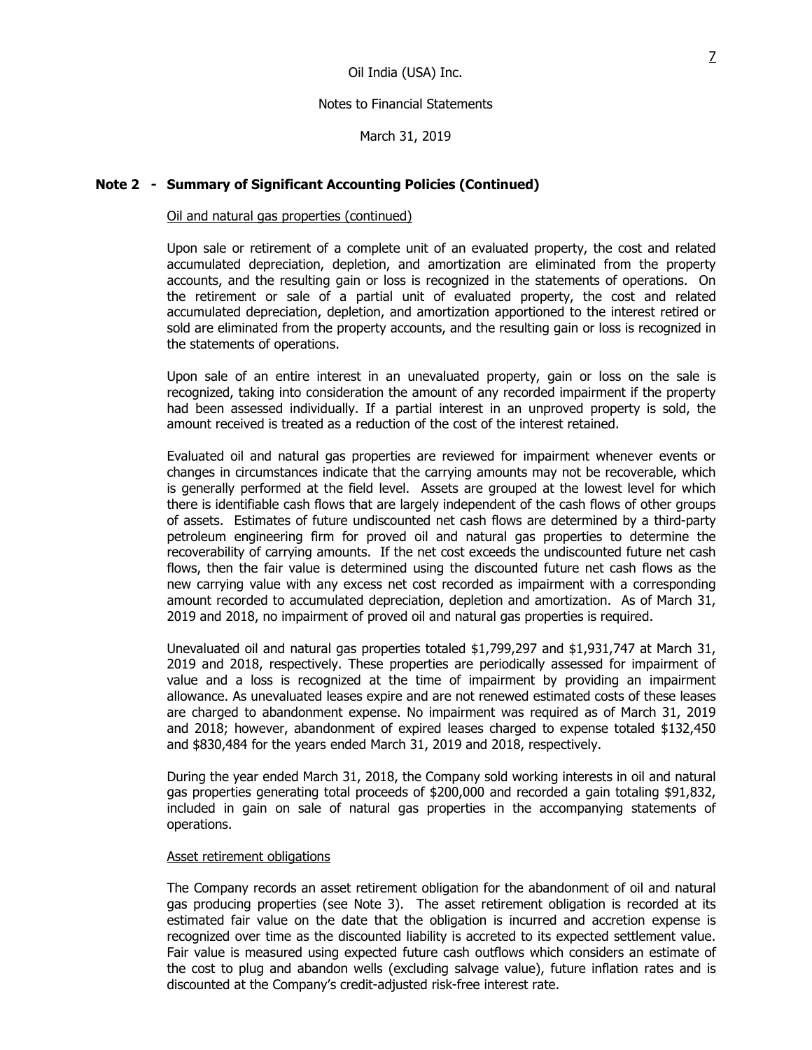## Note 2 - Summary of Significant Accounting Policies (Continued)

Oil and natural gas properties (continued)

Upon sale or retirement of a complete unit of an evaluated property, the cost and related accumulated depreciation, depletion, and amortization are eliminated from the property accounts, and the resulting gain or loss is recognized in the statements of operations. On the retirement or sale of a partial unit of evaluated property, the cost and related accumulated depreciation, depletion, and amortization apportioned to the interest retired or sold are eliminated from the property accounts, and the resulting gain or loss is recognized in the statements of operations.

Upon sale of an entire interest in an unevaluated property, gain or loss on the sale is recognized, taking into consideration the amount of any recorded impairment if the property had been assessed individually. If a partial interest in an unproved property is sold, the amount received is treated as a reduction of the cost of the interest retained.

Evaluated oil and natural gas properties are reviewed for impairment whenever events or changes in circumstances indicate that the carrying amounts may not be recoverable, which is generally performed at the field level. Assets are grouped at the lowest level for which there is identifiable cash flows that are largely independent of the cash flows of other groups of assets. Estimates of future undiscounted net cash flows are determined by a third-party petroleum engineering firm for proved oil and natural gas properties to determine the recoverability of carrying amounts. If the net cost exceeds the undiscounted future net cash flows, then the fair value is determined using the discounted future net cash flows as the new carrying value with any excess net cost recorded as impairment with a corresponding amount recorded to accumulated depreciation, depletion and amortization. As of March 31, 2019 and 2018, no impairment of proved oil and natural gas properties is required.

Unevaluated oil and natural gas properties totaled $1,799,297 and $1,931,747 at March 31, 2019 and 2018, respectively. These properties are periodically assessed for impairment of value and a loss is recognized at the time of impairment by providing an impairment allowance. As unevaluated leases expire and are not renewed estimated costs of these leases are charged to abandonment expense. No impairment was required as of March 31, 2019 and 2018; however, abandonment of expired leases charged to expense totaled $132,450 and $830,484 for the years ended March 31, 2019 and 2018, respectively.

During the year ended March 31, 2018, the Company sold working interests in oil and natural gas properties generating total proceeds of $200,000 and recorded a gain totaling $91,832, included in gain on sale of natural gas properties in the accompanying statements of operations.

Asset retirement obligations

The Company records an asset retirement obligation for the abandonment of oil and natural gas producing properties (see Note 3). The asset retirement obligation is recorded at its estimated fair value on the date that the obligation is incurred and accretion expense is recognized over time as the discounted liability is accreted to its expected settlement value. Fair value is measured using expected future cash outflows which considers an estimate of the cost to plug and abandon wells (excluding salvage value), future inflation rates and is discounted at the Company's credit-adjusted risk-free interest rate.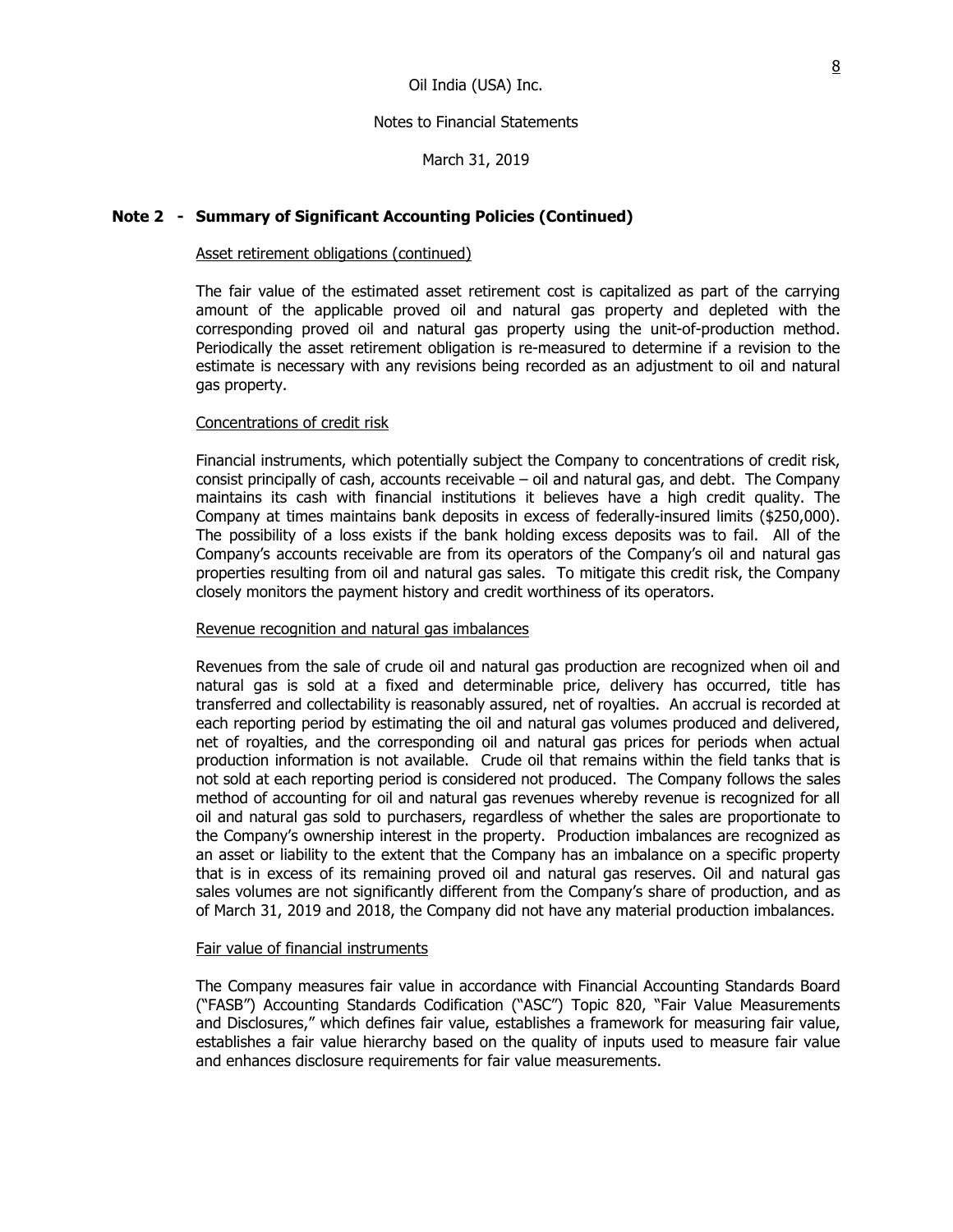## Note 2 - Summary of Significant Accounting Policies (Continued)

Asset retirement obligations (continued)

The fair value of the estimated asset retirement cost is capitalized as part of the carrying amount of the applicable proved oil and natural gas property and depleted with the corresponding proved oil and natural gas property using the unit-of-production method. Periodically the asset retirement obligation is re-measured to determine if a revision to the estimate is necessary with any revisions being recorded as an adjustment to oil and natural gas property.

Concentrations of credit risk

Financial instruments, which potentially subject the Company to concentrations of credit risk, consist principally of cash, accounts receivable – oil and natural gas, and debt. The Company maintains its cash with financial institutions it believes have a high credit quality. The Company at times maintains bank deposits in excess of federally-insured limits ($250,000). The possibility of a loss exists if the bank holding excess deposits was to fail. All of the Company's accounts receivable are from its operators of the Company's oil and natural gas properties resulting from oil and natural gas sales. To mitigate this credit risk, the Company closely monitors the payment history and credit worthiness of its operators.

Revenue recognition and natural gas imbalances

Revenues from the sale of crude oil and natural gas production are recognized when oil and natural gas is sold at a fixed and determinable price, delivery has occurred, title has transferred and collectability is reasonably assured, net of royalties. An accrual is recorded at each reporting period by estimating the oil and natural gas volumes produced and delivered, net of royalties, and the corresponding oil and natural gas prices for periods when actual production information is not available. Crude oil that remains within the field tanks that is not sold at each reporting period is considered not produced. The Company follows the sales method of accounting for oil and natural gas revenues whereby revenue is recognized for all oil and natural gas sold to purchasers, regardless of whether the sales are proportionate to the Company's ownership interest in the property. Production imbalances are recognized as an asset or liability to the extent that the Company has an imbalance on a specific property that is in excess of its remaining proved oil and natural gas reserves. Oil and natural gas sales volumes are not significantly different from the Company's share of production, and as of March 31, 2019 and 2018, the Company did not have any material production imbalances.

Fair value of financial instruments

The Company measures fair value in accordance with Financial Accounting Standards Board ("FASB") Accounting Standards Codification ("ASC") Topic 820, "Fair Value Measurements and Disclosures," which defines fair value, establishes a framework for measuring fair value, establishes a fair value hierarchy based on the quality of inputs used to measure fair value and enhances disclosure requirements for fair value measurements.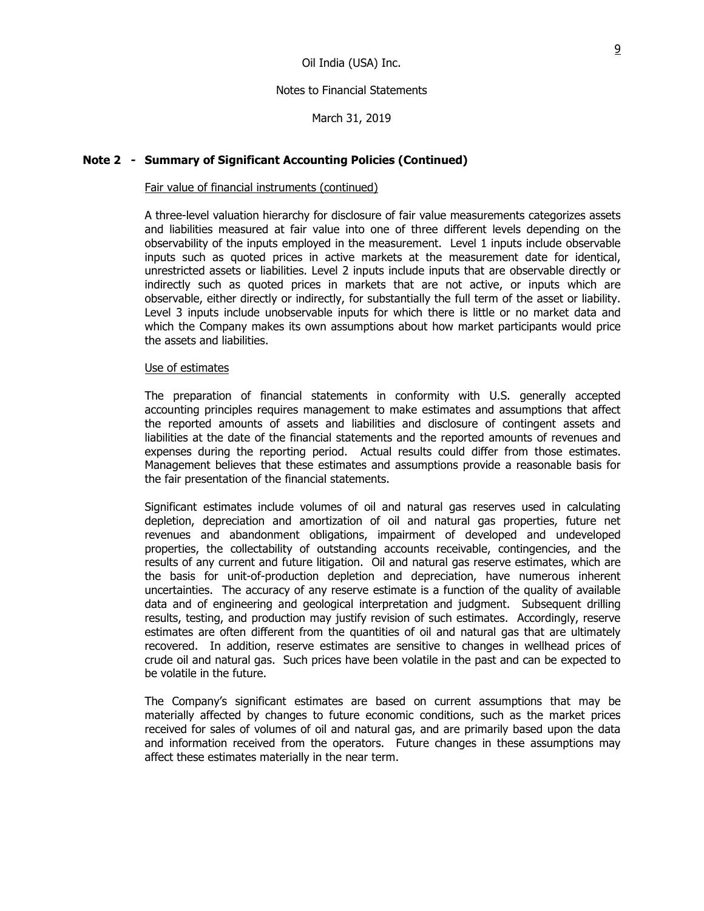## Note 2 - Summary of Significant Accounting Policies (Continued)

Fair value of financial instruments (continued)

A three-level valuation hierarchy for disclosure of fair value measurements categorizes assets and liabilities measured at fair value into one of three different levels depending on the observability of the inputs employed in the measurement. Level 1 inputs include observable inputs such as quoted prices in active markets at the measurement date for identical, unrestricted assets or liabilities. Level 2 inputs include inputs that are observable directly or indirectly such as quoted prices in markets that are not active, or inputs which are observable, either directly or indirectly, for substantially the full term of the asset or liability. Level 3 inputs include unobservable inputs for which there is little or no market data and which the Company makes its own assumptions about how market participants would price the assets and liabilities.

Use of estimates

The preparation of financial statements in conformity with U.S. generally accepted accounting principles requires management to make estimates and assumptions that affect the reported amounts of assets and liabilities and disclosure of contingent assets and liabilities at the date of the financial statements and the reported amounts of revenues and expenses during the reporting period. Actual results could differ from those estimates. Management believes that these estimates and assumptions provide a reasonable basis for the fair presentation of the financial statements.

Significant estimates include volumes of oil and natural gas reserves used in calculating depletion, depreciation and amortization of oil and natural gas properties, future net revenues and abandonment obligations, impairment of developed and undeveloped properties, the collectability of outstanding accounts receivable, contingencies, and the results of any current and future litigation. Oil and natural gas reserve estimates, which are the basis for unit-of-production depletion and depreciation, have numerous inherent uncertainties. The accuracy of any reserve estimate is a function of the quality of available data and of engineering and geological interpretation and judgment. Subsequent drilling results, testing, and production may justify revision of such estimates. Accordingly, reserve estimates are often different from the quantities of oil and natural gas that are ultimately recovered. In addition, reserve estimates are sensitive to changes in wellhead prices of crude oil and natural gas. Such prices have been volatile in the past and can be expected to be volatile in the future.

The Company's significant estimates are based on current assumptions that may be materially affected by changes to future economic conditions, such as the market prices received for sales of volumes of oil and natural gas, and are primarily based upon the data and information received from the operators. Future changes in these assumptions may affect these estimates materially in the near term.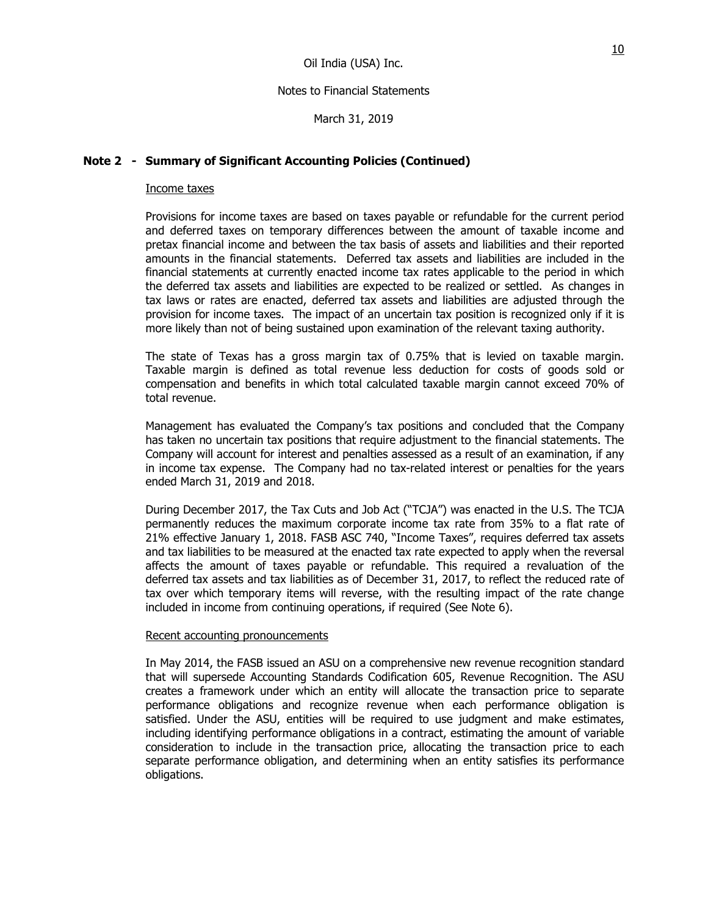Oil India (USA) Inc.

Notes to Financial Statements

March 31, 2019

## Note 2 - Summary of Significant Accounting Policies (Continued)

Income taxes

Provisions for income taxes are based on taxes payable or refundable for the current period and deferred taxes on temporary differences between the amount of taxable income and pretax financial income and between the tax basis of assets and liabilities and their reported amounts in the financial statements. Deferred tax assets and liabilities are included in the financial statements at currently enacted income tax rates applicable to the period in which the deferred tax assets and liabilities are expected to be realized or settled. As changes in tax laws or rates are enacted, deferred tax assets and liabilities are adjusted through the provision for income taxes. The impact of an uncertain tax position is recognized only if it is more likely than not of being sustained upon examination of the relevant taxing authority.

The state of Texas has a gross margin tax of 0.75% that is levied on taxable margin. Taxable margin is defined as total revenue less deduction for costs of goods sold or compensation and benefits in which total calculated taxable margin cannot exceed 70% of total revenue.

Management has evaluated the Company's tax positions and concluded that the Company has taken no uncertain tax positions that require adjustment to the financial statements. The Company will account for interest and penalties assessed as a result of an examination, if any in income tax expense. The Company had no tax-related interest or penalties for the years ended March 31, 2019 and 2018.

During December 2017, the Tax Cuts and Job Act ("TCJA") was enacted in the U.S. The TCJA permanently reduces the maximum corporate income tax rate from 35% to a flat rate of 21% effective January 1, 2018. FASB ASC 740, "Income Taxes", requires deferred tax assets and tax liabilities to be measured at the enacted tax rate expected to apply when the reversal affects the amount of taxes payable or refundable. This required a revaluation of the deferred tax assets and tax liabilities as of December 31, 2017, to reflect the reduced rate of tax over which temporary items will reverse, with the resulting impact of the rate change included in income from continuing operations, if required (See Note 6).

Recent accounting pronouncements

In May 2014, the FASB issued an ASU on a comprehensive new revenue recognition standard that will supersede Accounting Standards Codification 605, Revenue Recognition. The ASU creates a framework under which an entity will allocate the transaction price to separate performance obligations and recognize revenue when each performance obligation is satisfied. Under the ASU, entities will be required to use judgment and make estimates, including identifying performance obligations in a contract, estimating the amount of variable consideration to include in the transaction price, allocating the transaction price to each separate performance obligation, and determining when an entity satisfies its performance obligations.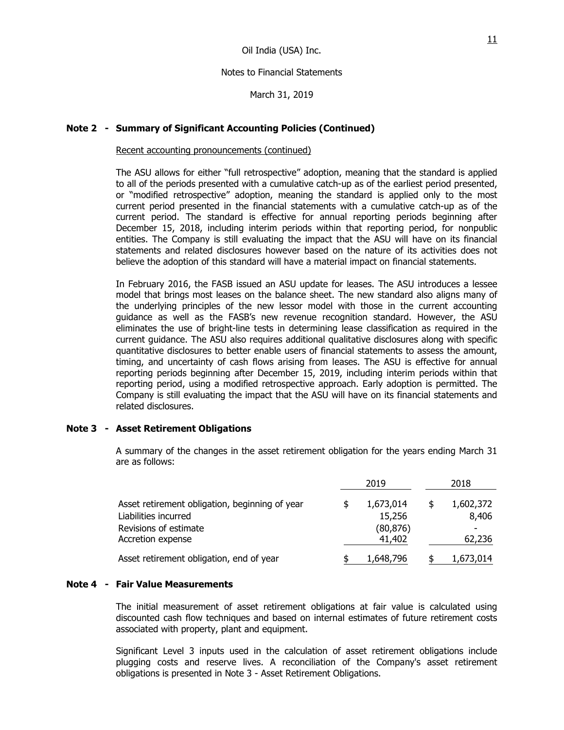## Note 2 - Summary of Significant Accounting Policies (Continued)

Recent accounting pronouncements (continued)

The ASU allows for either "full retrospective" adoption, meaning that the standard is applied to all of the periods presented with a cumulative catch-up as of the earliest period presented, or "modified retrospective" adoption, meaning the standard is applied only to the most current period presented in the financial statements with a cumulative catch-up as of the current period. The standard is effective for annual reporting periods beginning after December 15, 2018, including interim periods within that reporting period, for nonpublic entities. The Company is still evaluating the impact that the ASU will have on its financial statements and related disclosures however based on the nature of its activities does not believe the adoption of this standard will have a material impact on financial statements.

In February 2016, the FASB issued an ASU update for leases. The ASU introduces a lessee model that brings most leases on the balance sheet. The new standard also aligns many of the underlying principles of the new lessor model with those in the current accounting guidance as well as the FASB's new revenue recognition standard. However, the ASU eliminates the use of bright-line tests in determining lease classification as required in the current guidance. The ASU also requires additional qualitative disclosures along with specific quantitative disclosures to better enable users of financial statements to assess the amount, timing, and uncertainty of cash flows arising from leases. The ASU is effective for annual reporting periods beginning after December 15, 2019, including interim periods within that reporting period, using a modified retrospective approach. Early adoption is permitted. The Company is still evaluating the impact that the ASU will have on its financial statements and related disclosures.

## Note 3 - Asset Retirement Obligations

A summary of the changes in the asset retirement obligation for the years ending March 31 are as follows:

| | 2019 | 2018 |
|---|---|---|
| Asset retirement obligation, beginning of year | $ 1,673,014 | $ 1,602,372 |
| Liabilities incurred | 15,256 | 8,406 |
| Revisions of estimate | (80,876) | - |
| Accretion expense | 41,402 | 62,236 |
| Asset retirement obligation, end of year | $ 1,648,796 | $ 1,673,014 |

## Note 4 - Fair Value Measurements

The initial measurement of asset retirement obligations at fair value is calculated using discounted cash flow techniques and based on internal estimates of future retirement costs associated with property, plant and equipment.

Significant Level 3 inputs used in the calculation of asset retirement obligations include plugging costs and reserve lives. A reconciliation of the Company's asset retirement obligations is presented in Note 3 - Asset Retirement Obligations.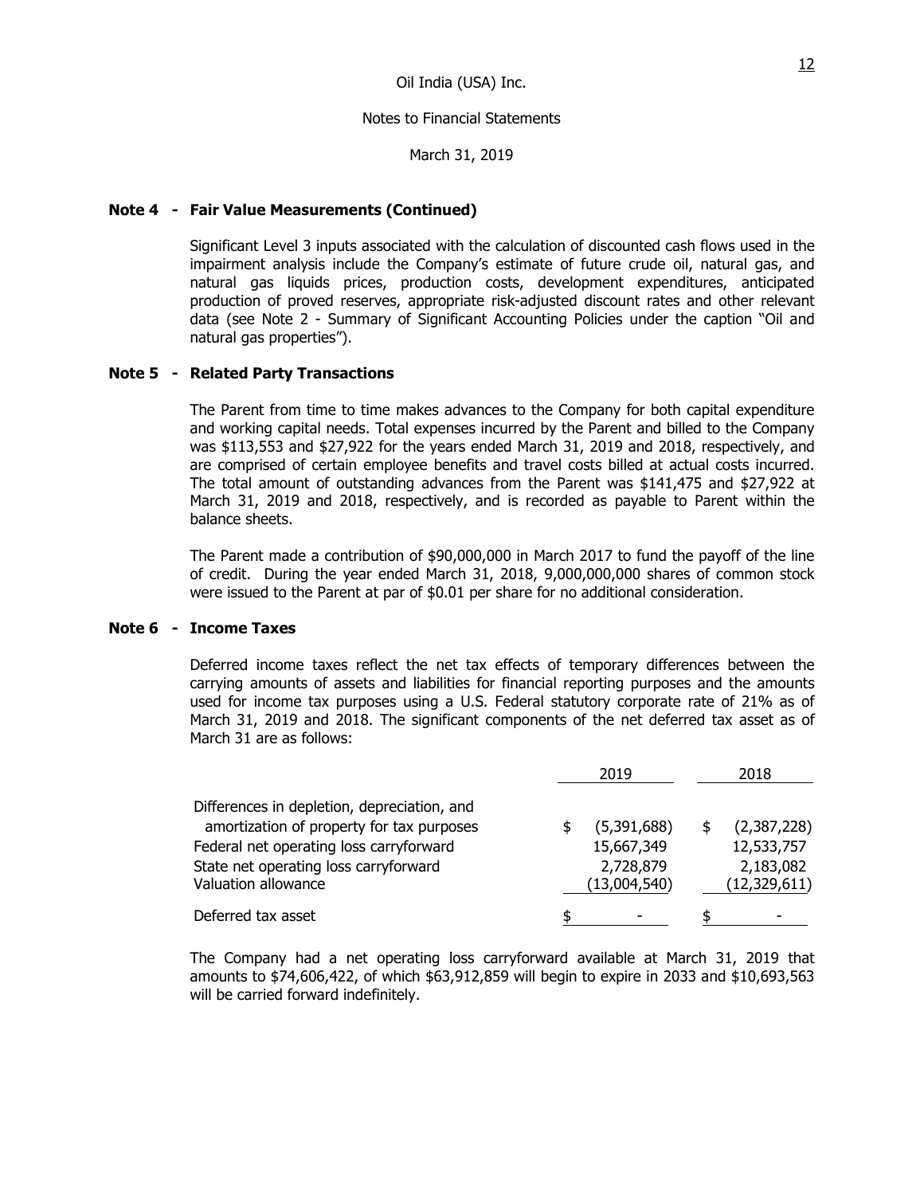Oil India (USA) Inc.

Notes to Financial Statements

March 31, 2019

**Note 4 - Fair Value Measurements (Continued)**

Significant Level 3 inputs associated with the calculation of discounted cash flows used in the impairment analysis include the Company's estimate of future crude oil, natural gas, and natural gas liquids prices, production costs, development expenditures, anticipated production of proved reserves, appropriate risk-adjusted discount rates and other relevant data (see Note 2 - Summary of Significant Accounting Policies under the caption "Oil and natural gas properties").

**Note 5 - Related Party Transactions**

The Parent from time to time makes advances to the Company for both capital expenditure and working capital needs. Total expenses incurred by the Parent and billed to the Company was $113,553 and $27,922 for the years ended March 31, 2019 and 2018, respectively, and are comprised of certain employee benefits and travel costs billed at actual costs incurred. The total amount of outstanding advances from the Parent was $141,475 and $27,922 at March 31, 2019 and 2018, respectively, and is recorded as payable to Parent within the balance sheets.

The Parent made a contribution of $90,000,000 in March 2017 to fund the payoff of the line of credit. During the year ended March 31, 2018, 9,000,000,000 shares of common stock were issued to the Parent at par of $0.01 per share for no additional consideration.

**Note 6 - Income Taxes**

Deferred income taxes reflect the net tax effects of temporary differences between the carrying amounts of assets and liabilities for financial reporting purposes and the amounts used for income tax purposes using a U.S. Federal statutory corporate rate of 21% as of March 31, 2019 and 2018. The significant components of the net deferred tax asset as of March 31 are as follows:

| | 2019 | 2018 |
|---|---|---|
| Differences in depletion, depreciation, and amortization of property for tax purposes | $ (5,391,688) | $ (2,387,228) |
| Federal net operating loss carryforward | 15,667,349 | 12,533,757 |
| State net operating loss carryforward | 2,728,879 | 2,183,082 |
| Valuation allowance | (13,004,540) | (12,329,611) |
| Deferred tax asset | $ - | $ - |

The Company had a net operating loss carryforward available at March 31, 2019 that amounts to $74,606,422, of which $63,912,859 will begin to expire in 2033 and $10,693,563 will be carried forward indefinitely.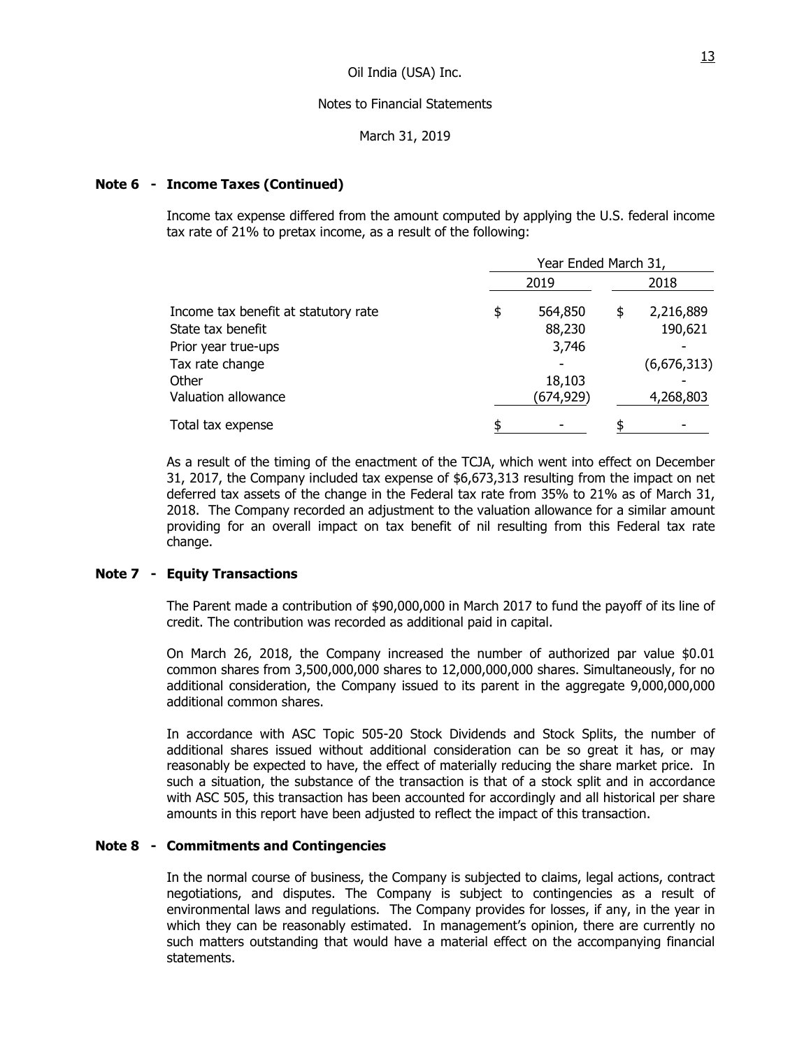Oil India (USA) Inc.

Notes to Financial Statements

March 31, 2019

### Note 6 - Income Taxes (Continued)

Income tax expense differed from the amount computed by applying the U.S. federal income tax rate of 21% to pretax income, as a result of the following:

| | Year Ended March 31, | |
|---|---|---|
| | 2019 | 2018 |
| Income tax benefit at statutory rate | $ 564,850 | $ 2,216,889 |
| State tax benefit | 88,230 | 190,621 |
| Prior year true-ups | 3,746 | - |
| Tax rate change | - | (6,676,313) |
| Other | 18,103 | - |
| Valuation allowance | (674,929) | 4,268,803 |
| Total tax expense | $ - | $ - |

As a result of the timing of the enactment of the TCJA, which went into effect on December 31, 2017, the Company included tax expense of $6,673,313 resulting from the impact on net deferred tax assets of the change in the Federal tax rate from 35% to 21% as of March 31, 2018. The Company recorded an adjustment to the valuation allowance for a similar amount providing for an overall impact on tax benefit of nil resulting from this Federal tax rate change.

### Note 7 - Equity Transactions

The Parent made a contribution of $90,000,000 in March 2017 to fund the payoff of its line of credit. The contribution was recorded as additional paid in capital.

On March 26, 2018, the Company increased the number of authorized par value $0.01 common shares from 3,500,000,000 shares to 12,000,000,000 shares. Simultaneously, for no additional consideration, the Company issued to its parent in the aggregate 9,000,000,000 additional common shares.

In accordance with ASC Topic 505-20 Stock Dividends and Stock Splits, the number of additional shares issued without additional consideration can be so great it has, or may reasonably be expected to have, the effect of materially reducing the share market price. In such a situation, the substance of the transaction is that of a stock split and in accordance with ASC 505, this transaction has been accounted for accordingly and all historical per share amounts in this report have been adjusted to reflect the impact of this transaction.

### Note 8 - Commitments and Contingencies

In the normal course of business, the Company is subjected to claims, legal actions, contract negotiations, and disputes. The Company is subject to contingencies as a result of environmental laws and regulations. The Company provides for losses, if any, in the year in which they can be reasonably estimated. In management's opinion, there are currently no such matters outstanding that would have a material effect on the accompanying financial statements.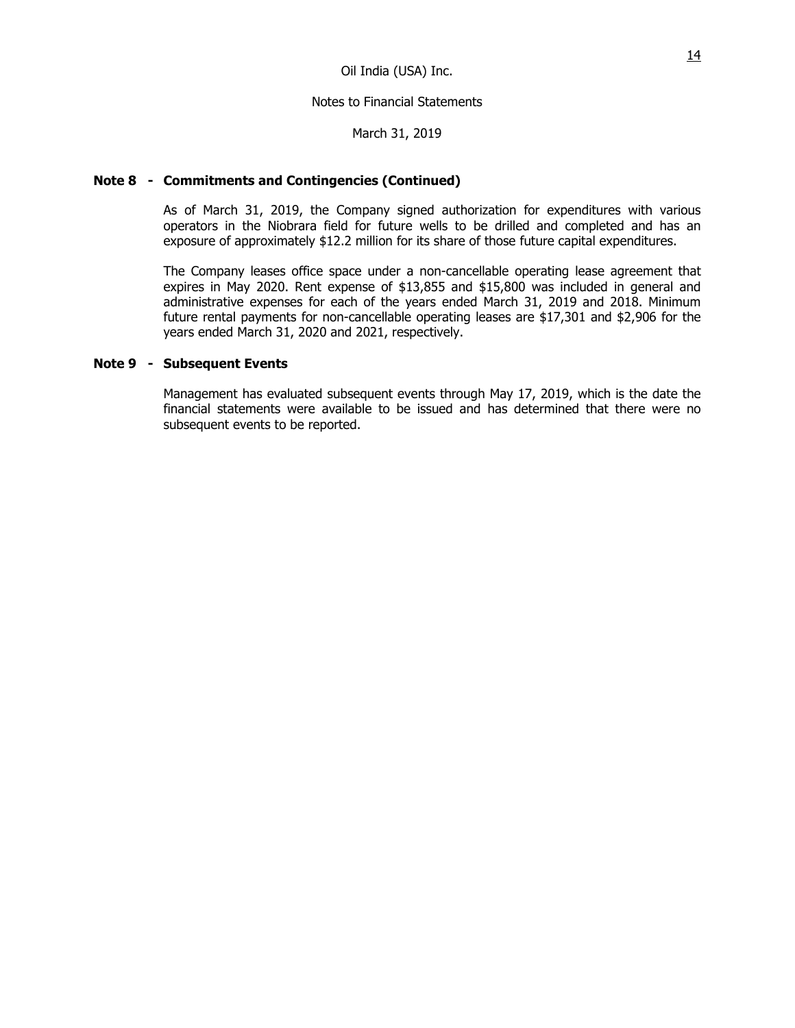Oil India (USA) Inc.

Notes to Financial Statements

March 31, 2019

**Note 8 - Commitments and Contingencies (Continued)**

As of March 31, 2019, the Company signed authorization for expenditures with various operators in the Niobrara field for future wells to be drilled and completed and has an exposure of approximately $12.2 million for its share of those future capital expenditures.

The Company leases office space under a non-cancellable operating lease agreement that expires in May 2020. Rent expense of $13,855 and $15,800 was included in general and administrative expenses for each of the years ended March 31, 2019 and 2018. Minimum future rental payments for non-cancellable operating leases are $17,301 and $2,906 for the years ended March 31, 2020 and 2021, respectively.

**Note 9 - Subsequent Events**

Management has evaluated subsequent events through May 17, 2019, which is the date the financial statements were available to be issued and has determined that there were no subsequent events to be reported.